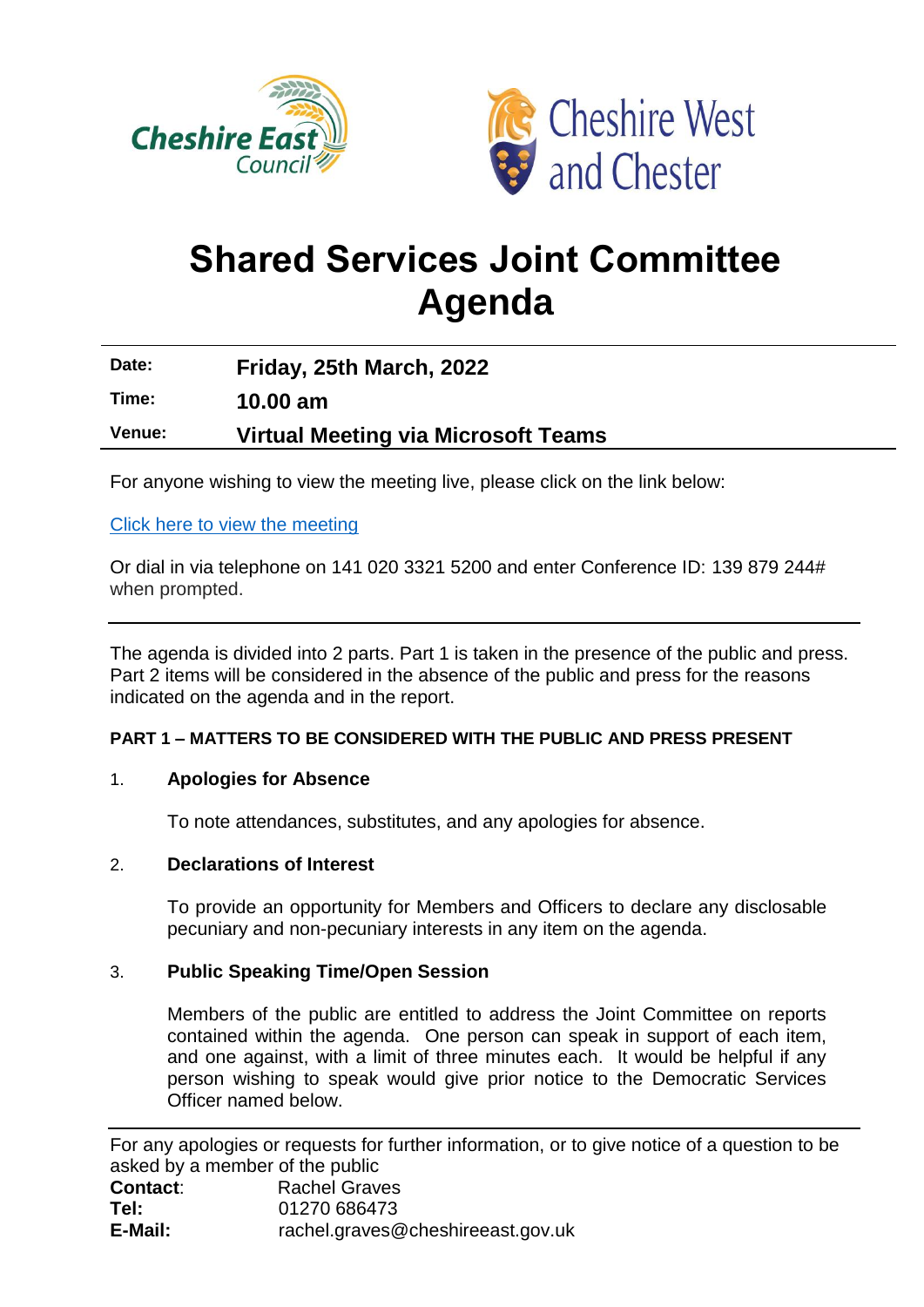Cheshire East Council

Cheshire West and Chester

# Shared Services Joint Committee Agenda

| | |
|---|---|
| **Date:** | **Friday, 25th March, 2022** |
| **Time:** | **10.00 am** |
| **Venue:** | **Virtual Meeting via Microsoft Teams** |

For anyone wishing to view the meeting live, please click on the link below:

Click here to view the meeting

Or dial in via telephone on 141 020 3321 5200 and enter Conference ID: 139 879 244# when prompted.

The agenda is divided into 2 parts. Part 1 is taken in the presence of the public and press. Part 2 items will be considered in the absence of the public and press for the reasons indicated on the agenda and in the report.

**PART 1 – MATTERS TO BE CONSIDERED WITH THE PUBLIC AND PRESS PRESENT**

1. **Apologies for Absence**

   To note attendances, substitutes, and any apologies for absence.

2. **Declarations of Interest**

   To provide an opportunity for Members and Officers to declare any disclosable pecuniary and non-pecuniary interests in any item on the agenda.

3. **Public Speaking Time/Open Session**

   Members of the public are entitled to address the Joint Committee on reports contained within the agenda. One person can speak in support of each item, and one against, with a limit of three minutes each. It would be helpful if any person wishing to speak would give prior notice to the Democratic Services Officer named below.

For any apologies or requests for further information, or to give notice of a question to be asked by a member of the public

| | |
|---|---|
| **Contact**: | Rachel Graves |
| **Tel:** | 01270 686473 |
| **E-Mail:** | rachel.graves@cheshireeast.gov.uk |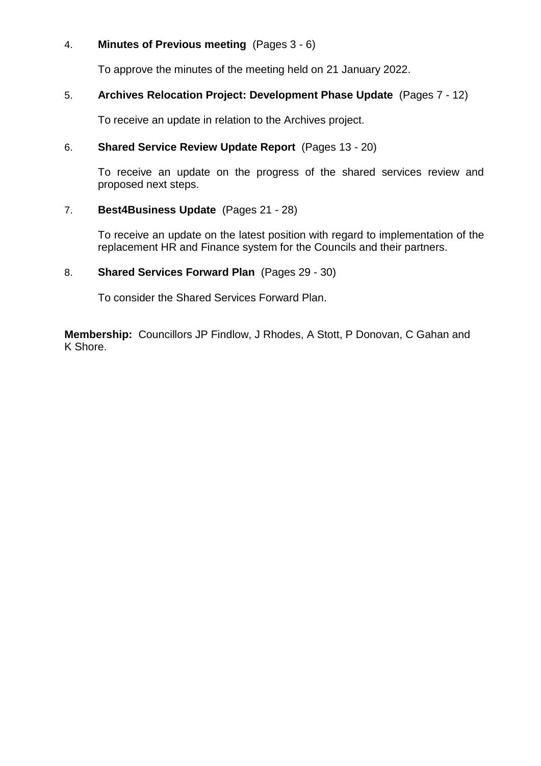4. **Minutes of Previous meeting** (Pages 3 - 6)

   To approve the minutes of the meeting held on 21 January 2022.

5. **Archives Relocation Project: Development Phase Update** (Pages 7 - 12)

   To receive an update in relation to the Archives project.

6. **Shared Service Review Update Report** (Pages 13 - 20)

   To receive an update on the progress of the shared services review and proposed next steps.

7. **Best4Business Update** (Pages 21 - 28)

   To receive an update on the latest position with regard to implementation of the replacement HR and Finance system for the Councils and their partners.

8. **Shared Services Forward Plan** (Pages 29 - 30)

   To consider the Shared Services Forward Plan.

**Membership:** Councillors JP Findlow, J Rhodes, A Stott, P Donovan, C Gahan and K Shore.